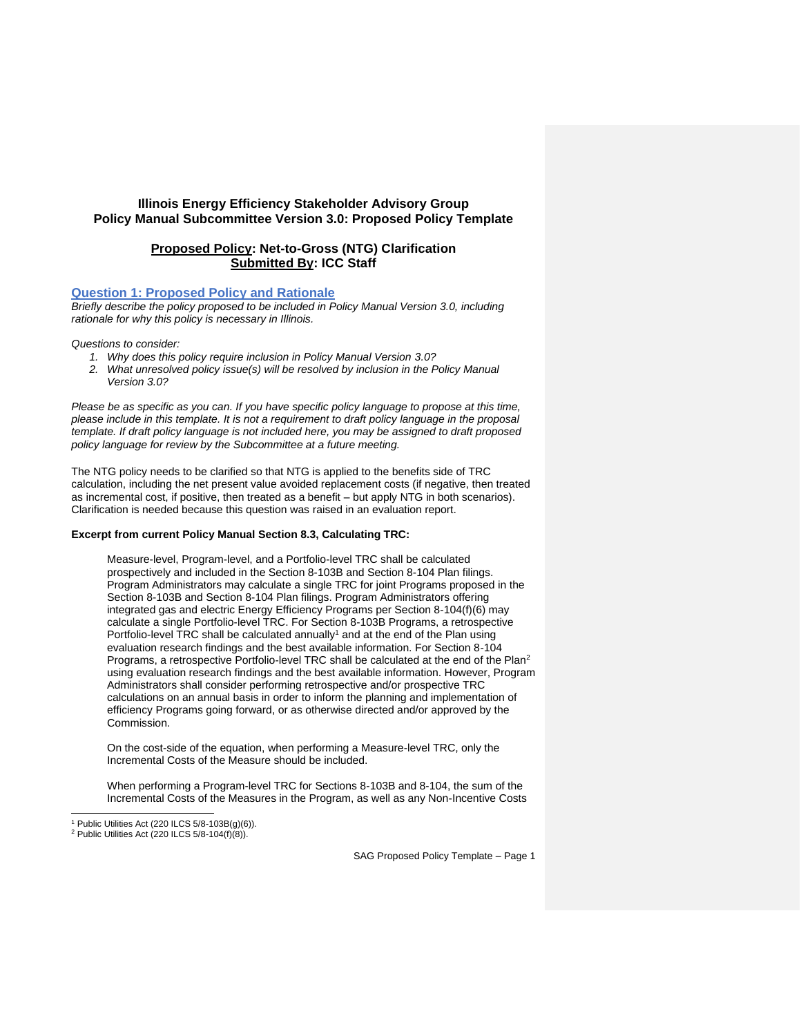**Illinois Energy Efficiency Stakeholder Advisory Group**
**Policy Manual Subcommittee Version 3.0: Proposed Policy Template**

**Proposed Policy: Net-to-Gross (NTG) Clarification**
**Submitted By: ICC Staff**

## Question 1: Proposed Policy and Rationale

*Briefly describe the policy proposed to be included in Policy Manual Version 3.0, including rationale for why this policy is necessary in Illinois.*

*Questions to consider:*

1. *Why does this policy require inclusion in Policy Manual Version 3.0?*
2. *What unresolved policy issue(s) will be resolved by inclusion in the Policy Manual Version 3.0?*

*Please be as specific as you can. If you have specific policy language to propose at this time, please include in this template. It is not a requirement to draft policy language in the proposal template. If draft policy language is not included here, you may be assigned to draft proposed policy language for review by the Subcommittee at a future meeting.*

The NTG policy needs to be clarified so that NTG is applied to the benefits side of TRC calculation, including the net present value avoided replacement costs (if negative, then treated as incremental cost, if positive, then treated as a benefit – but apply NTG in both scenarios). Clarification is needed because this question was raised in an evaluation report.

**Excerpt from current Policy Manual Section 8.3, Calculating TRC:**

> Measure-level, Program-level, and a Portfolio-level TRC shall be calculated prospectively and included in the Section 8-103B and Section 8-104 Plan filings. Program Administrators may calculate a single TRC for joint Programs proposed in the Section 8-103B and Section 8-104 Plan filings. Program Administrators offering integrated gas and electric Energy Efficiency Programs per Section 8-104(f)(6) may calculate a single Portfolio-level TRC. For Section 8-103B Programs, a retrospective Portfolio-level TRC shall be calculated annually[1] and at the end of the Plan using evaluation research findings and the best available information. For Section 8-104 Programs, a retrospective Portfolio-level TRC shall be calculated at the end of the Plan[2] using evaluation research findings and the best available information. However, Program Administrators shall consider performing retrospective and/or prospective TRC calculations on an annual basis in order to inform the planning and implementation of efficiency Programs going forward, or as otherwise directed and/or approved by the Commission.
>
> On the cost-side of the equation, when performing a Measure-level TRC, only the Incremental Costs of the Measure should be included.
>
> When performing a Program-level TRC for Sections 8-103B and 8-104, the sum of the Incremental Costs of the Measures in the Program, as well as any Non-Incentive Costs

[1] Public Utilities Act (220 ILCS 5/8-103B(g)(6)).
[2] Public Utilities Act (220 ILCS 5/8-104(f)(8)).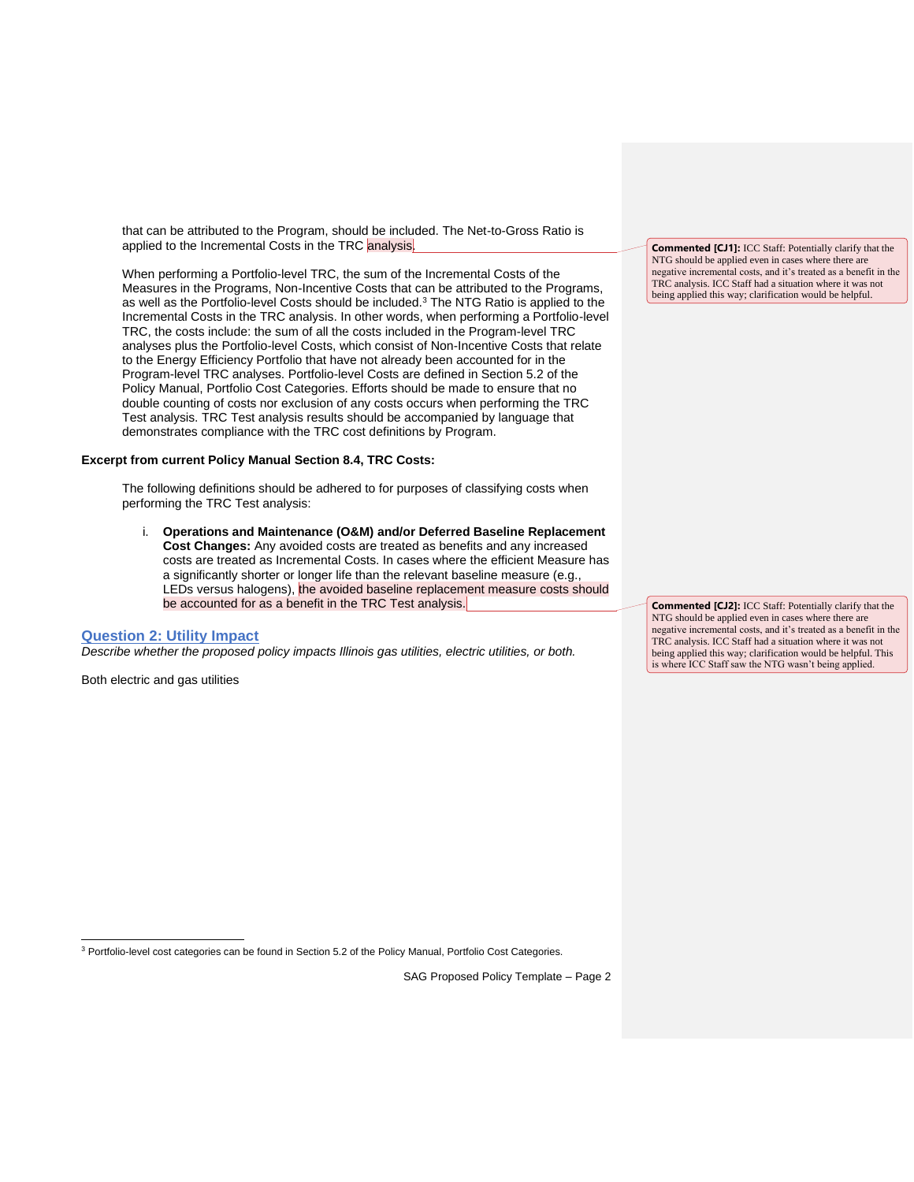that can be attributed to the Program, should be included. The Net-to-Gross Ratio is applied to the Incremental Costs in the TRC analysis.

When performing a Portfolio-level TRC, the sum of the Incremental Costs of the Measures in the Programs, Non-Incentive Costs that can be attributed to the Programs, as well as the Portfolio-level Costs should be included.[3] The NTG Ratio is applied to the Incremental Costs in the TRC analysis. In other words, when performing a Portfolio-level TRC, the costs include: the sum of all the costs included in the Program-level TRC analyses plus the Portfolio-level Costs, which consist of Non-Incentive Costs that relate to the Energy Efficiency Portfolio that have not already been accounted for in the Program-level TRC analyses. Portfolio-level Costs are defined in Section 5.2 of the Policy Manual, Portfolio Cost Categories. Efforts should be made to ensure that no double counting of costs nor exclusion of any costs occurs when performing the TRC Test analysis. TRC Test analysis results should be accompanied by language that demonstrates compliance with the TRC cost definitions by Program.

**Excerpt from current Policy Manual Section 8.4, TRC Costs:**

The following definitions should be adhered to for purposes of classifying costs when performing the TRC Test analysis:

i. **Operations and Maintenance (O&M) and/or Deferred Baseline Replacement Cost Changes:** Any avoided costs are treated as benefits and any increased costs are treated as Incremental Costs. In cases where the efficient Measure has a significantly shorter or longer life than the relevant baseline measure (e.g., LEDs versus halogens), the avoided baseline replacement measure costs should be accounted for as a benefit in the TRC Test analysis.

## Question 2: Utility Impact

*Describe whether the proposed policy impacts Illinois gas utilities, electric utilities, or both.*

Both electric and gas utilities

**Commented [CJ1]:** ICC Staff: Potentially clarify that the NTG should be applied even in cases where there are negative incremental costs, and it's treated as a benefit in the TRC analysis. ICC Staff had a situation where it was not being applied this way; clarification would be helpful.

**Commented [CJ2]:** ICC Staff: Potentially clarify that the NTG should be applied even in cases where there are negative incremental costs, and it's treated as a benefit in the TRC analysis. ICC Staff had a situation where it was not being applied this way; clarification would be helpful. This is where ICC Staff saw the NTG wasn't being applied.

[3] Portfolio-level cost categories can be found in Section 5.2 of the Policy Manual, Portfolio Cost Categories.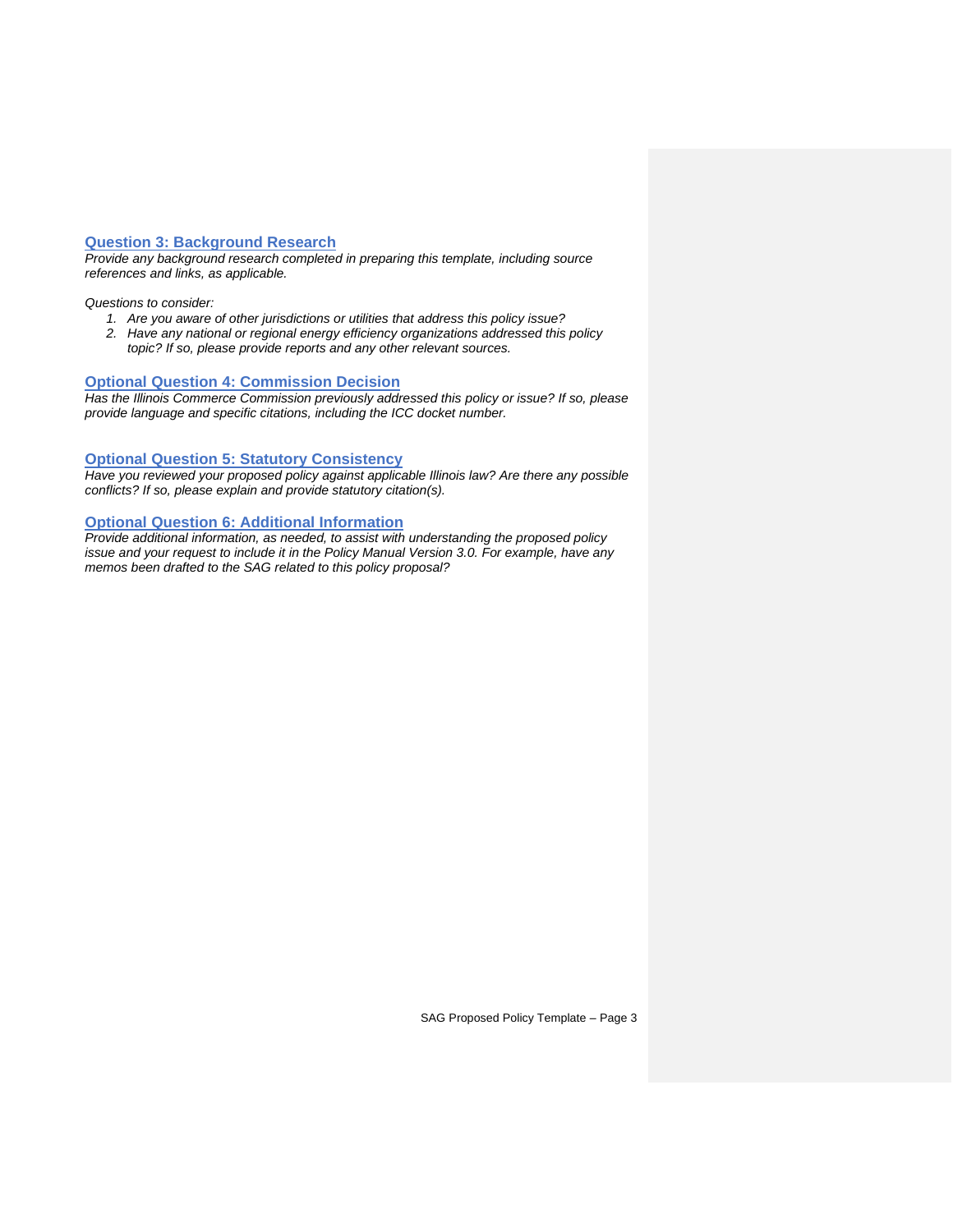## Question 3: Background Research

*Provide any background research completed in preparing this template, including source references and links, as applicable.*

*Questions to consider:*

1. *Are you aware of other jurisdictions or utilities that address this policy issue?*
2. *Have any national or regional energy efficiency organizations addressed this policy topic? If so, please provide reports and any other relevant sources.*

## Optional Question 4: Commission Decision

*Has the Illinois Commerce Commission previously addressed this policy or issue? If so, please provide language and specific citations, including the ICC docket number.*

## Optional Question 5: Statutory Consistency

*Have you reviewed your proposed policy against applicable Illinois law? Are there any possible conflicts? If so, please explain and provide statutory citation(s).*

## Optional Question 6: Additional Information

*Provide additional information, as needed, to assist with understanding the proposed policy issue and your request to include it in the Policy Manual Version 3.0. For example, have any memos been drafted to the SAG related to this policy proposal?*